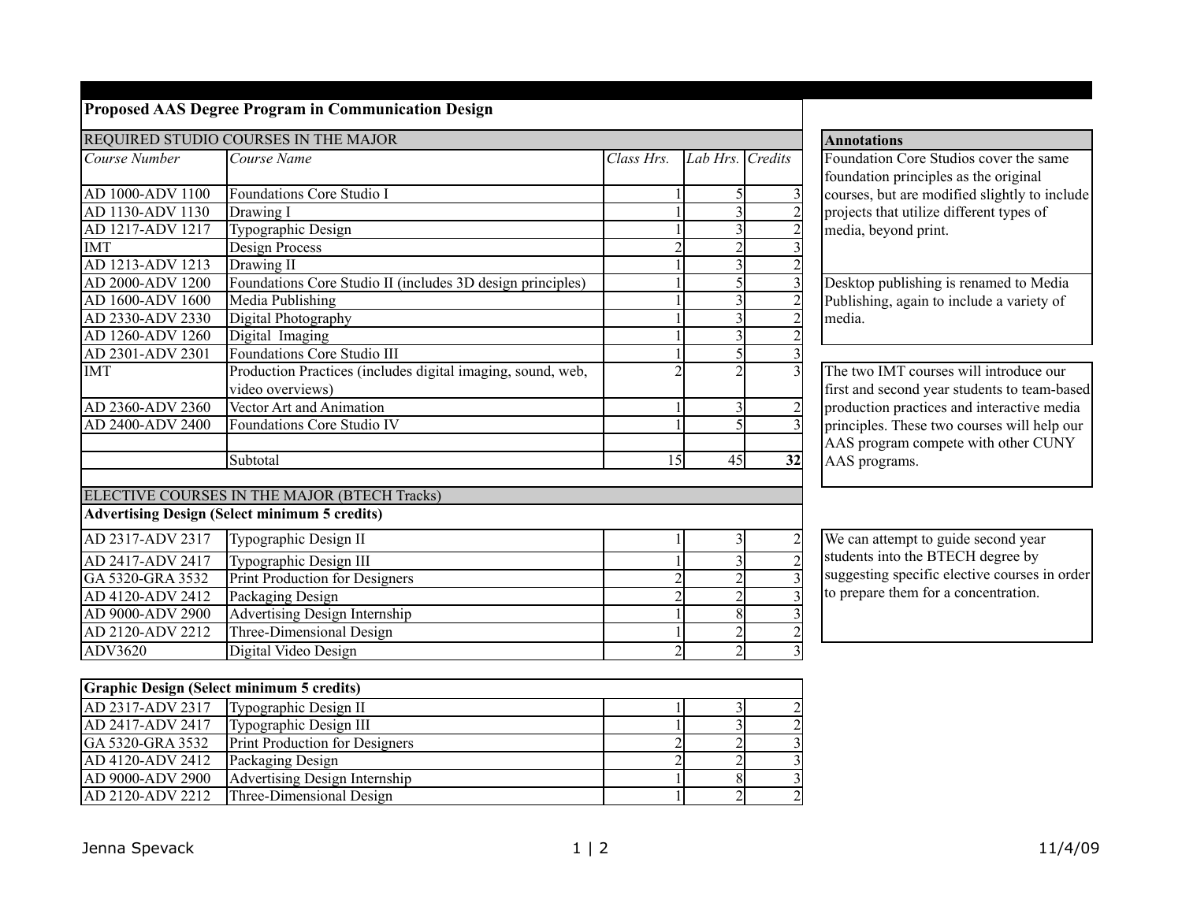## Proposed AAS Degree Program in Communication Design

### REQUIRED STUDIO COURSES IN THE MAJOR

| *Course Number* | *Course Name* | *Class Hrs.* | *Lab Hrs.* | *Credits* |
|---|---|---|---|---|
| AD 1000-ADV 1100 | Foundations Core Studio I | 1 | 5 | 3 |
| AD 1130-ADV 1130 | Drawing I | 1 | 3 | 2 |
| AD 1217-ADV 1217 | Typographic Design | 1 | 3 | 2 |
| IMT | Design Process | 2 | 2 | 3 |
| AD 1213-ADV 1213 | Drawing II | 1 | 3 | 2 |
| AD 2000-ADV 1200 | Foundations Core Studio II (includes 3D design principles) | 1 | 5 | 3 |
| AD 1600-ADV 1600 | Media Publishing | 1 | 3 | 2 |
| AD 2330-ADV 2330 | Digital Photography | 1 | 3 | 2 |
| AD 1260-ADV 1260 | Digital Imaging | 1 | 3 | 2 |
| AD 2301-ADV 2301 | Foundations Core Studio III | 1 | 5 | 3 |
| IMT | Production Practices (includes digital imaging, sound, web, video overviews) | 2 | 2 | 3 |
| AD 2360-ADV 2360 | Vector Art and Animation | 1 | 3 | 2 |
| AD 2400-ADV 2400 | Foundations Core Studio IV | 1 | 5 | 3 |
| | | | | |
| | Subtotal | 15 | 45 | **32** |

### ELECTIVE COURSES IN THE MAJOR (BTECH Tracks)

**Advertising Design (Select minimum 5 credits)**

| Course Number | Course Name | Class Hrs. | Lab Hrs. | Credits |
|---|---|---|---|---|
| AD 2317-ADV 2317 | Typographic Design II | 1 | 3 | 2 |
| AD 2417-ADV 2417 | Typographic Design III | 1 | 3 | 2 |
| GA 5320-GRA 3532 | Print Production for Designers | 2 | 2 | 3 |
| AD 4120-ADV 2412 | Packaging Design | 2 | 2 | 3 |
| AD 9000-ADV 2900 | Advertising Design Internship | 1 | 8 | 3 |
| AD 2120-ADV 2212 | Three-Dimensional Design | 1 | 2 | 2 |
| ADV3620 | Digital Video Design | 2 | 2 | 3 |

**Graphic Design (Select minimum 5 credits)**

| Course Number | Course Name | Class Hrs. | Lab Hrs. | Credits |
|---|---|---|---|---|
| AD 2317-ADV 2317 | Typographic Design II | 1 | 3 | 2 |
| AD 2417-ADV 2417 | Typographic Design III | 1 | 3 | 2 |
| GA 5320-GRA 3532 | Print Production for Designers | 2 | 2 | 3 |
| AD 4120-ADV 2412 | Packaging Design | 2 | 2 | 3 |
| AD 9000-ADV 2900 | Advertising Design Internship | 1 | 8 | 3 |
| AD 2120-ADV 2212 | Three-Dimensional Design | 1 | 2 | 2 |

### Annotations

Foundation Core Studios cover the same foundation principles as the original courses, but are modified slightly to include projects that utilize different types of media, beyond print.

Desktop publishing is renamed to Media Publishing, again to include a variety of media.

The two IMT courses will introduce our first and second year students to team-based production practices and interactive media principles. These two courses will help our AAS program compete with other CUNY AAS programs.

We can attempt to guide second year students into the BTECH degree by suggesting specific elective courses in order to prepare them for a concentration.

Jenna Spevack — 11/4/09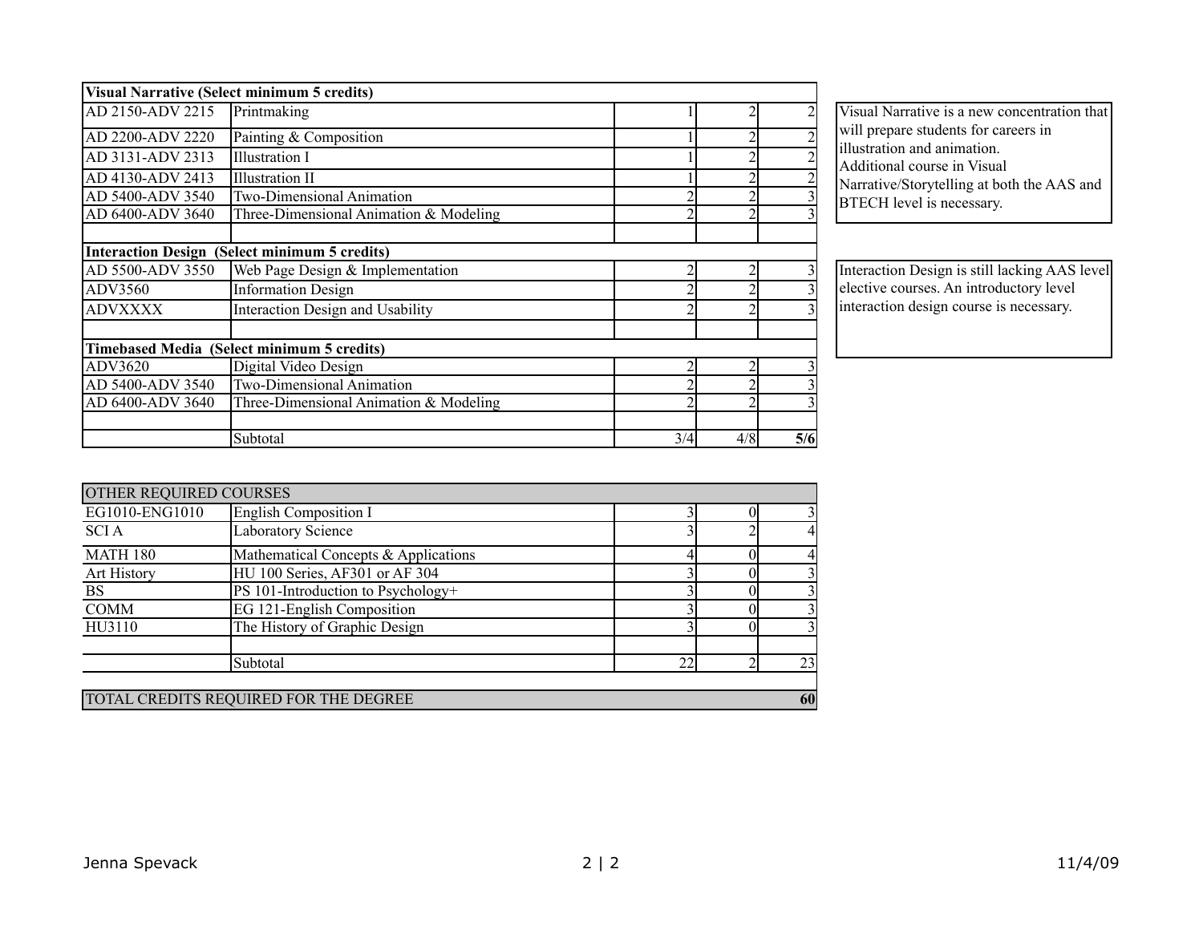| | | | | |
|---|---|---|---|---|
| **Visual Narrative (Select minimum 5 credits)** | | | | |
| AD 2150-ADV 2215 | Printmaking | 1 | 2 | 2 |
| AD 2200-ADV 2220 | Painting & Composition | 1 | 2 | 2 |
| AD 3131-ADV 2313 | Illustration I | 1 | 2 | 2 |
| AD 4130-ADV 2413 | Illustration II | 1 | 2 | 2 |
| AD 5400-ADV 3540 | Two-Dimensional Animation | 2 | 2 | 3 |
| AD 6400-ADV 3640 | Three-Dimensional Animation & Modeling | 2 | 2 | 3 |
| | | | | |
| **Interaction Design (Select minimum 5 credits)** | | | | |
| AD 5500-ADV 3550 | Web Page Design & Implementation | 2 | 2 | 3 |
| ADV3560 | Information Design | 2 | 2 | 3 |
| ADVXXXX | Interaction Design and Usability | 2 | 2 | 3 |
| | | | | |
| **Timebased Media (Select minimum 5 credits)** | | | | |
| ADV3620 | Digital Video Design | 2 | 2 | 3 |
| AD 5400-ADV 3540 | Two-Dimensional Animation | 2 | 2 | 3 |
| AD 6400-ADV 3640 | Three-Dimensional Animation & Modeling | 2 | 2 | 3 |
| | | | | |
| | Subtotal | 3/4 | 4/8 | **5/6** |

Visual Narrative is a new concentration that will prepare students for careers in illustration and animation.
Additional course in Visual Narrative/Storytelling at both the AAS and BTECH level is necessary.

Interaction Design is still lacking AAS level elective courses. An introductory level interaction design course is necessary.

| OTHER REQUIRED COURSES | | | | |
|---|---|---|---|---|
| EG1010-ENG1010 | English Composition I | 3 | 0 | 3 |
| SCI A | Laboratory Science | 3 | 2 | 4 |
| MATH 180 | Mathematical Concepts & Applications | 4 | 0 | 4 |
| Art History | HU 100 Series, AF301 or AF 304 | 3 | 0 | 3 |
| BS | PS 101-Introduction to Psychology+ | 3 | 0 | 3 |
| COMM | EG 121-English Composition | 3 | 0 | 3 |
| HU3110 | The History of Graphic Design | 3 | 0 | 3 |
| | | | | |
| | Subtotal | 22 | 2 | 23 |
| | | | | |
| TOTAL CREDITS REQUIRED FOR THE DEGREE | | | | **60** |